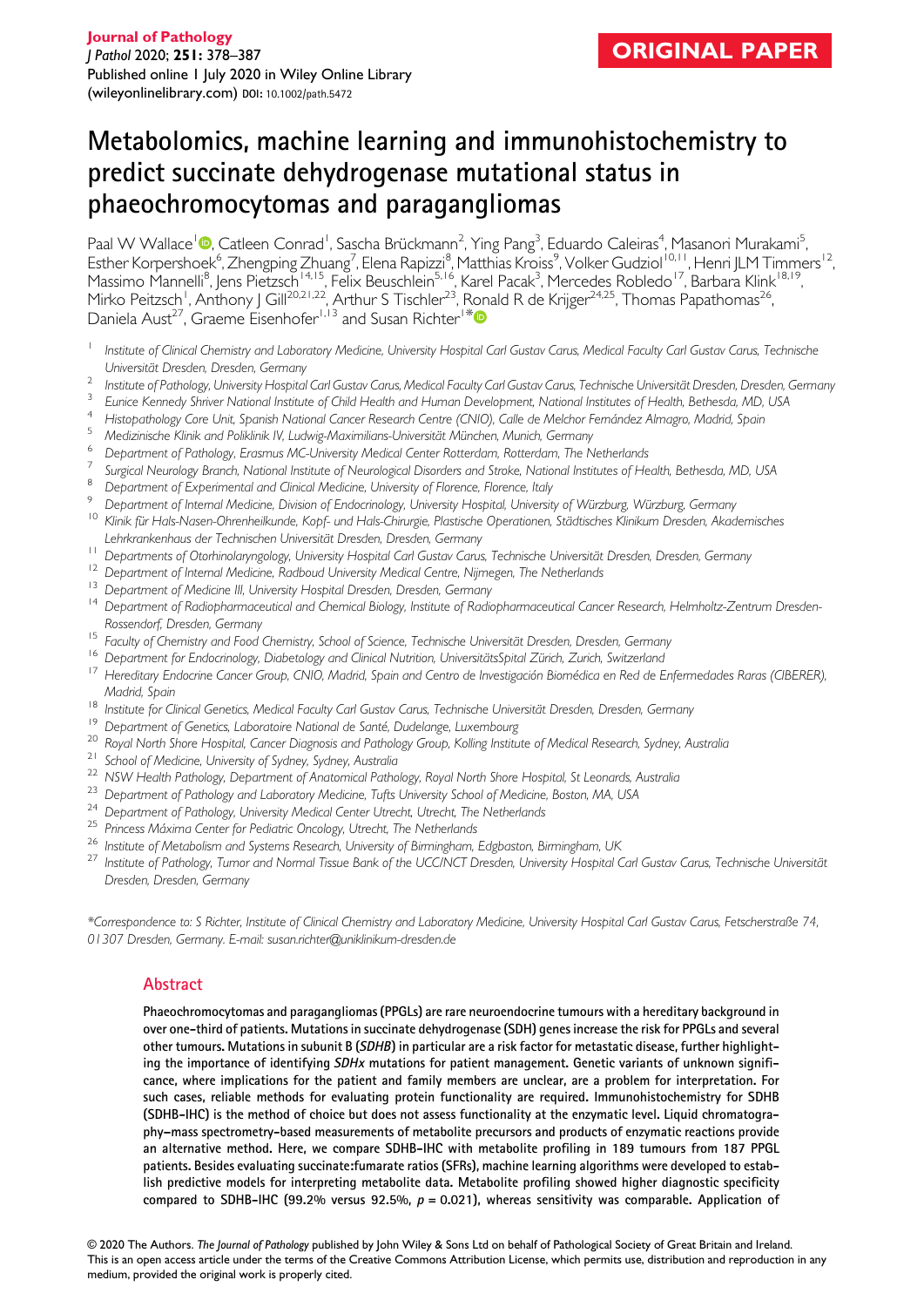ORIGINAL PAPER

# Metabolomics, machine learning and immunohistochemistry to predict succinate dehydrogenase mutational status in phaeochromocytomas and paragangliomas

Paal W Wallace[1], Catleen Conrad[1], Sascha Brückmann[2], Ying Pang[3], Eduardo Caleiras[4], Masanori Murakami[5], Esther Korpershoek[6], Zhengping Zhuang[7], Elena Rapizzi[8], Matthias Kroiss[9], Volker Gudziol[10,11], Henri JLM Timmers[12], Massimo Mannelli[8], Jens Pietzsch[14,15], Felix Beuschlein[5,16], Karel Pacak[3], Mercedes Robledo[17], Barbara Klink[18,19], Mirko Peitzsch[1], Anthony J Gill[20,21,22], Arthur S Tischler[23], Ronald R de Krijger[24,25], Thomas Papathomas[26], Daniela Aust[27], Graeme Eisenhofer[1,13] and Susan Richter[1*]

[1] Institute of Clinical Chemistry and Laboratory Medicine, University Hospital Carl Gustav Carus, Medical Faculty Carl Gustav Carus, Technische Universität Dresden, Dresden, Germany
[2] Institute of Pathology, University Hospital Carl Gustav Carus, Medical Faculty Carl Gustav Carus, Technische Universität Dresden, Dresden, Germany
[3] Eunice Kennedy Shriver National Institute of Child Health and Human Development, National Institutes of Health, Bethesda, MD, USA
[4] Histopathology Core Unit, Spanish National Cancer Research Centre (CNIO), Calle de Melchor Fernández Almagro, Madrid, Spain
[5] Medizinische Klinik and Poliklinik IV, Ludwig-Maximilians-Universität München, Munich, Germany
[6] Department of Pathology, Erasmus MC-University Medical Center Rotterdam, Rotterdam, The Netherlands
[7] Surgical Neurology Branch, National Institute of Neurological Disorders and Stroke, National Institutes of Health, Bethesda, MD, USA
[8] Department of Experimental and Clinical Medicine, University of Florence, Florence, Italy
[9] Department of Internal Medicine, Division of Endocrinology, University Hospital, University of Würzburg, Würzburg, Germany
[10] Klinik für Hals-Nasen-Ohrenheilkunde, Kopf- und Hals-Chirurgie, Plastische Operationen, Städtisches Klinikum Dresden, Akademisches Lehrkrankenhaus der Technischen Universität Dresden, Dresden, Germany
[11] Departments of Otorhinolaryngology, University Hospital Carl Gustav Carus, Technische Universität Dresden, Dresden, Germany
[12] Department of Internal Medicine, Radboud University Medical Centre, Nijmegen, The Netherlands
[13] Department of Medicine III, University Hospital Dresden, Dresden, Germany
[14] Department of Radiopharmaceutical and Chemical Biology, Institute of Radiopharmaceutical Cancer Research, Helmholtz-Zentrum Dresden-Rossendorf, Dresden, Germany
[15] Faculty of Chemistry and Food Chemistry, School of Science, Technische Universität Dresden, Dresden, Germany
[16] Department for Endocrinology, Diabetology and Clinical Nutrition, UniversitätsSpital Zürich, Zurich, Switzerland
[17] Hereditary Endocrine Cancer Group, CNIO, Madrid, Spain and Centro de Investigación Biomédica en Red de Enfermedades Raras (CIBERER), Madrid, Spain
[18] Institute for Clinical Genetics, Medical Faculty Carl Gustav Carus, Technische Universität Dresden, Dresden, Germany
[19] Department of Genetics, Laboratoire National de Santé, Dudelange, Luxembourg
[20] Royal North Shore Hospital, Cancer Diagnosis and Pathology Group, Kolling Institute of Medical Research, Sydney, Australia
[21] School of Medicine, University of Sydney, Sydney, Australia
[22] NSW Health Pathology, Department of Anatomical Pathology, Royal North Shore Hospital, St Leonards, Australia
[23] Department of Pathology and Laboratory Medicine, Tufts University School of Medicine, Boston, MA, USA
[24] Department of Pathology, University Medical Center Utrecht, Utrecht, The Netherlands
[25] Princess Máxima Center for Pediatric Oncology, Utrecht, The Netherlands
[26] Institute of Metabolism and Systems Research, University of Birmingham, Edgbaston, Birmingham, UK
[27] Institute of Pathology, Tumor and Normal Tissue Bank of the UCC/NCT Dresden, University Hospital Carl Gustav Carus, Technische Universität Dresden, Dresden, Germany

*Correspondence to: S Richter, Institute of Clinical Chemistry and Laboratory Medicine, University Hospital Carl Gustav Carus, Fetscherstraße 74, 01307 Dresden, Germany. E-mail: susan.richter@uniklinikum-dresden.de

## Abstract

**Phaeochromocytomas and paragangliomas (PPGLs) are rare neuroendocrine tumours with a hereditary background in over one-third of patients. Mutations in succinate dehydrogenase (SDH) genes increase the risk for PPGLs and several other tumours. Mutations in subunit B (*SDHB*) in particular are a risk factor for metastatic disease, further highlighting the importance of identifying *SDHx* mutations for patient management. Genetic variants of unknown significance, where implications for the patient and family members are unclear, are a problem for interpretation. For such cases, reliable methods for evaluating protein functionality are required. Immunohistochemistry for SDHB (SDHB-IHC) is the method of choice but does not assess functionality at the enzymatic level. Liquid chromatography–mass spectrometry-based measurements of metabolite precursors and products of enzymatic reactions provide an alternative method. Here, we compare SDHB-IHC with metabolite profiling in 189 tumours from 187 PPGL patients. Besides evaluating succinate:fumarate ratios (SFRs), machine learning algorithms were developed to establish predictive models for interpreting metabolite data. Metabolite profiling showed higher diagnostic specificity compared to SDHB-IHC (99.2% versus 92.5%, $p = 0.021$), whereas sensitivity was comparable. Application of**

© 2020 The Authors. *The Journal of Pathology* published by John Wiley & Sons Ltd on behalf of Pathological Society of Great Britain and Ireland. This is an open access article under the terms of the Creative Commons Attribution License, which permits use, distribution and reproduction in any medium, provided the original work is properly cited.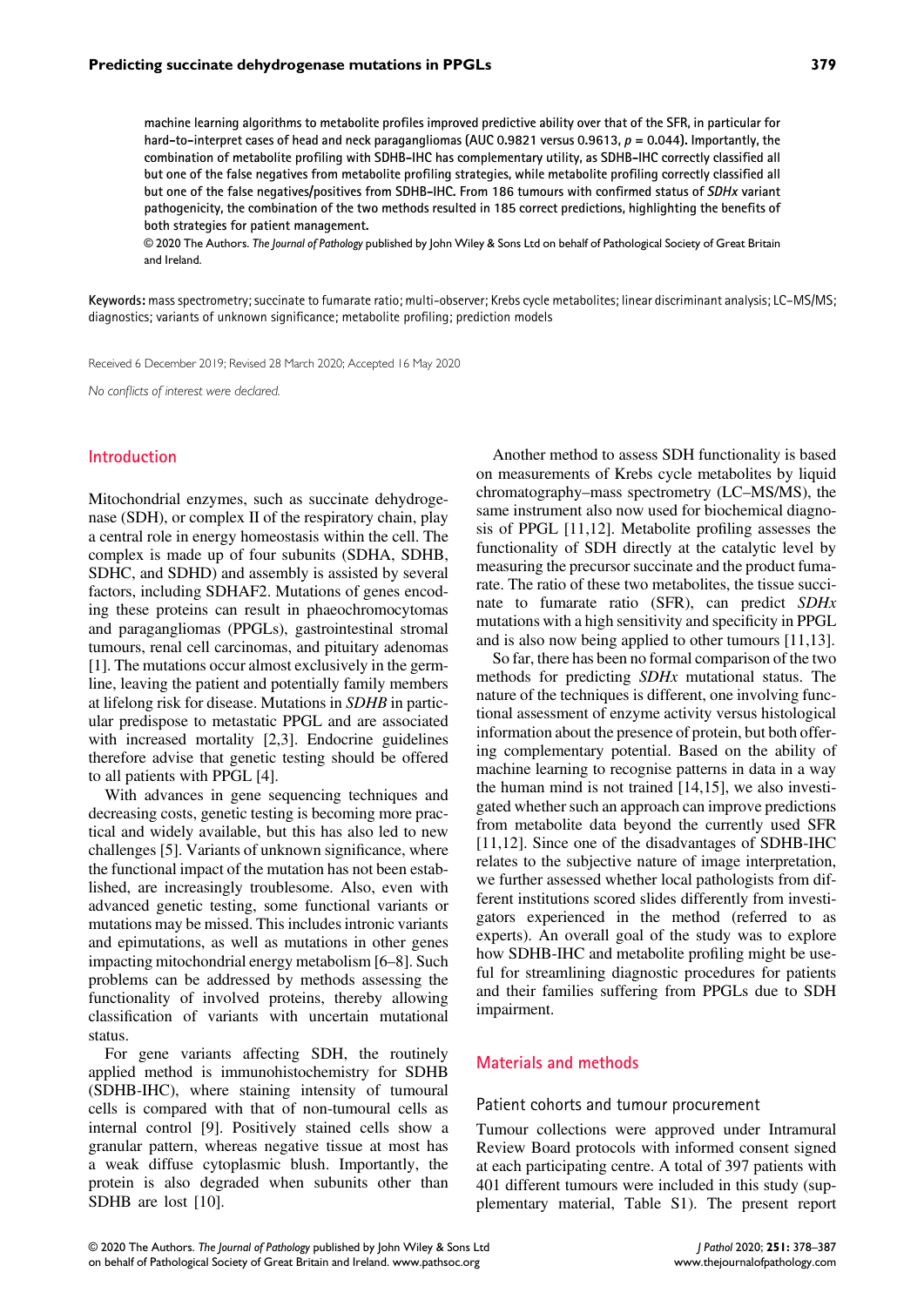**machine learning algorithms to metabolite profiles improved predictive ability over that of the SFR, in particular for hard-to-interpret cases of head and neck paragangliomas (AUC 0.9821 versus 0.9613, $p$ = 0.044). Importantly, the combination of metabolite profiling with SDHB-IHC has complementary utility, as SDHB-IHC correctly classified all but one of the false negatives from metabolite profiling strategies, while metabolite profiling correctly classified all but one of the false negatives/positives from SDHB-IHC. From 186 tumours with confirmed status of *SDHx* variant pathogenicity, the combination of the two methods resulted in 185 correct predictions, highlighting the benefits of both strategies for patient management.**

© 2020 The Authors. *The Journal of Pathology* published by John Wiley & Sons Ltd on behalf of Pathological Society of Great Britain and Ireland.

**Keywords:** mass spectrometry; succinate to fumarate ratio; multi-observer; Krebs cycle metabolites; linear discriminant analysis; LC–MS/MS; diagnostics; variants of unknown significance; metabolite profiling; prediction models

Received 6 December 2019; Revised 28 March 2020; Accepted 16 May 2020

*No conflicts of interest were declared.*

## Introduction

Mitochondrial enzymes, such as succinate dehydrogenase (SDH), or complex II of the respiratory chain, play a central role in energy homeostasis within the cell. The complex is made up of four subunits (SDHA, SDHB, SDHC, and SDHD) and assembly is assisted by several factors, including SDHAF2. Mutations of genes encoding these proteins can result in phaeochromocytomas and paragangliomas (PPGLs), gastrointestinal stromal tumours, renal cell carcinomas, and pituitary adenomas [1]. The mutations occur almost exclusively in the germline, leaving the patient and potentially family members at lifelong risk for disease. Mutations in *SDHB* in particular predispose to metastatic PPGL and are associated with increased mortality [2,3]. Endocrine guidelines therefore advise that genetic testing should be offered to all patients with PPGL [4].

With advances in gene sequencing techniques and decreasing costs, genetic testing is becoming more practical and widely available, but this has also led to new challenges [5]. Variants of unknown significance, where the functional impact of the mutation has not been established, are increasingly troublesome. Also, even with advanced genetic testing, some functional variants or mutations may be missed. This includes intronic variants and epimutations, as well as mutations in other genes impacting mitochondrial energy metabolism [6–8]. Such problems can be addressed by methods assessing the functionality of involved proteins, thereby allowing classification of variants with uncertain mutational status.

For gene variants affecting SDH, the routinely applied method is immunohistochemistry for SDHB (SDHB-IHC), where staining intensity of tumoural cells is compared with that of non-tumoural cells as internal control [9]. Positively stained cells show a granular pattern, whereas negative tissue at most has a weak diffuse cytoplasmic blush. Importantly, the protein is also degraded when subunits other than SDHB are lost [10].

Another method to assess SDH functionality is based on measurements of Krebs cycle metabolites by liquid chromatography–mass spectrometry (LC–MS/MS), the same instrument also now used for biochemical diagnosis of PPGL [11,12]. Metabolite profiling assesses the functionality of SDH directly at the catalytic level by measuring the precursor succinate and the product fumarate. The ratio of these two metabolites, the tissue succinate to fumarate ratio (SFR), can predict *SDHx* mutations with a high sensitivity and specificity in PPGL and is also now being applied to other tumours [11,13].

So far, there has been no formal comparison of the two methods for predicting *SDHx* mutational status. The nature of the techniques is different, one involving functional assessment of enzyme activity versus histological information about the presence of protein, but both offering complementary potential. Based on the ability of machine learning to recognise patterns in data in a way the human mind is not trained [14,15], we also investigated whether such an approach can improve predictions from metabolite data beyond the currently used SFR [11,12]. Since one of the disadvantages of SDHB-IHC relates to the subjective nature of image interpretation, we further assessed whether local pathologists from different institutions scored slides differently from investigators experienced in the method (referred to as experts). An overall goal of the study was to explore how SDHB-IHC and metabolite profiling might be useful for streamlining diagnostic procedures for patients and their families suffering from PPGLs due to SDH impairment.

## Materials and methods

### Patient cohorts and tumour procurement

Tumour collections were approved under Intramural Review Board protocols with informed consent signed at each participating centre. A total of 397 patients with 401 different tumours were included in this study (supplementary material, Table S1). The present report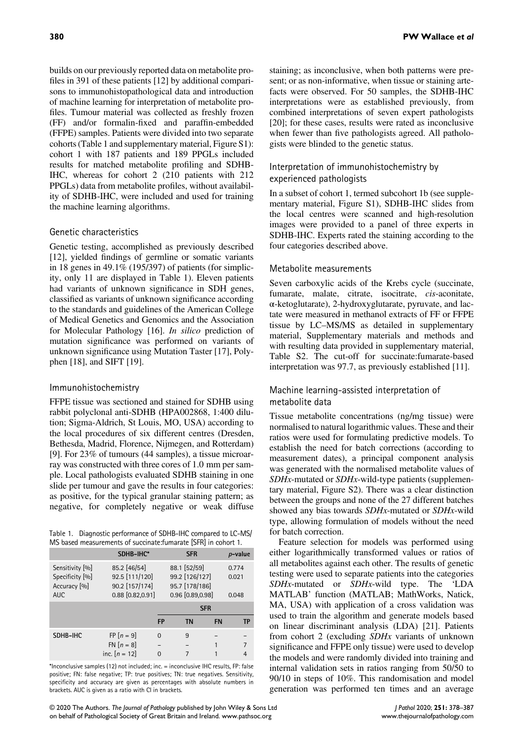builds on our previously reported data on metabolite profiles in 391 of these patients [12] by additional comparisons to immunohistopathological data and introduction of machine learning for interpretation of metabolite profiles. Tumour material was collected as freshly frozen (FF) and/or formalin-fixed and paraffin-embedded (FFPE) samples. Patients were divided into two separate cohorts (Table 1 and supplementary material, Figure S1): cohort 1 with 187 patients and 189 PPGLs included results for matched metabolite profiling and SDHB-IHC, whereas for cohort 2 (210 patients with 212 PPGLs) data from metabolite profiles, without availability of SDHB-IHC, were included and used for training the machine learning algorithms.

### Genetic characteristics

Genetic testing, accomplished as previously described [12], yielded findings of germline or somatic variants in 18 genes in 49.1% (195/397) of patients (for simplicity, only 11 are displayed in Table 1). Eleven patients had variants of unknown significance in SDH genes, classified as variants of unknown significance according to the standards and guidelines of the American College of Medical Genetics and Genomics and the Association for Molecular Pathology [16]. *In silico* prediction of mutation significance was performed on variants of unknown significance using Mutation Taster [17], Polyphen [18], and SIFT [19].

### Immunohistochemistry

FFPE tissue was sectioned and stained for SDHB using rabbit polyclonal anti-SDHB (HPA002868, 1:400 dilution; Sigma-Aldrich, St Louis, MO, USA) according to the local procedures of six different centres (Dresden, Bethesda, Madrid, Florence, Nijmegen, and Rotterdam) [9]. For 23% of tumours (44 samples), a tissue microarray was constructed with three cores of 1.0 mm per sample. Local pathologists evaluated SDHB staining in one slide per tumour and gave the results in four categories: as positive, for the typical granular staining pattern; as negative, for completely negative or weak diffuse staining; as inconclusive, when both patterns were present; or as non-informative, when tissue or staining artefacts were observed. For 50 samples, the SDHB-IHC interpretations were as established previously, from combined interpretations of seven expert pathologists [20]; for these cases, results were rated as inconclusive when fewer than five pathologists agreed. All pathologists were blinded to the genetic status.

Table 1. Diagnostic performance of SDHB-IHC compared to LC–MS/MS based measurements of succinate:fumarate [SFR] in cohort 1.

| | SDHB-IHC* | SFR | *p*-value |
|---|---|---|---|
| Sensitivity [%] | 85.2 [46/54] | 88.1 [52/59] | 0.774 |
| Specificity [%] | 92.5 [111/120] | 99.2 [126/127] | 0.021 |
| Accuracy [%] | 90.2 [157/174] | 95.7 [178/186] | |
| AUC | 0.88 [0.82,0.91] | 0.96 [0.89,0.98] | 0.048 |

| | | SFR | | | |
|---|---|---|---|---|---|
| | | FP | TN | FN | TP |
| SDHB-IHC | FP [*n* = 9] | 0 | 9 | – | – |
| | FN [*n* = 8] | – | – | 1 | 7 |
| | inc. [*n* = 12] | 0 | 7 | 1 | 4 |

*Inconclusive samples (12) not included; inc. = inconclusive IHC results, FP: false positive; FN: false negative; TP: true positives; TN: true negatives. Sensitivity, specificity and accuracy are given as percentages with absolute numbers in brackets. AUC is given as a ratio with CI in brackets.

### Interpretation of immunohistochemistry by experienced pathologists

In a subset of cohort 1, termed subcohort 1b (see supplementary material, Figure S1), SDHB-IHC slides from the local centres were scanned and high-resolution images were provided to a panel of three experts in SDHB-IHC. Experts rated the staining according to the four categories described above.

### Metabolite measurements

Seven carboxylic acids of the Krebs cycle (succinate, fumarate, malate, citrate, isocitrate, *cis*-aconitate, α-ketoglutarate), 2-hydroxyglutarate, pyruvate, and lactate were measured in methanol extracts of FF or FFPE tissue by LC–MS/MS as detailed in supplementary material, Supplementary materials and methods and with resulting data provided in supplementary material, Table S2. The cut-off for succinate:fumarate-based interpretation was 97.7, as previously established [11].

### Machine learning-assisted interpretation of metabolite data

Tissue metabolite concentrations (ng/mg tissue) were normalised to natural logarithmic values. These and their ratios were used for formulating predictive models. To establish the need for batch corrections (according to measurement dates), a principal component analysis was generated with the normalised metabolite values of *SDHx*-mutated or *SDHx*-wild-type patients (supplementary material, Figure S2). There was a clear distinction between the groups and none of the 27 different batches showed any bias towards *SDHx*-mutated or *SDHx*-wild type, allowing formulation of models without the need for batch correction.

Feature selection for models was performed using either logarithmically transformed values or ratios of all metabolites against each other. The results of genetic testing were used to separate patients into the categories *SDHx*-mutated or *SDHx*-wild type. The 'LDA MATLAB' function (MATLAB; MathWorks, Natick, MA, USA) with application of a cross validation was used to train the algorithm and generate models based on linear discriminant analysis (LDA) [21]. Patients from cohort 2 (excluding *SDHx* variants of unknown significance and FFPE only tissue) were used to develop the models and were randomly divided into training and internal validation sets in ratios ranging from 50/50 to 90/10 in steps of 10%. This randomisation and model generation was performed ten times and an average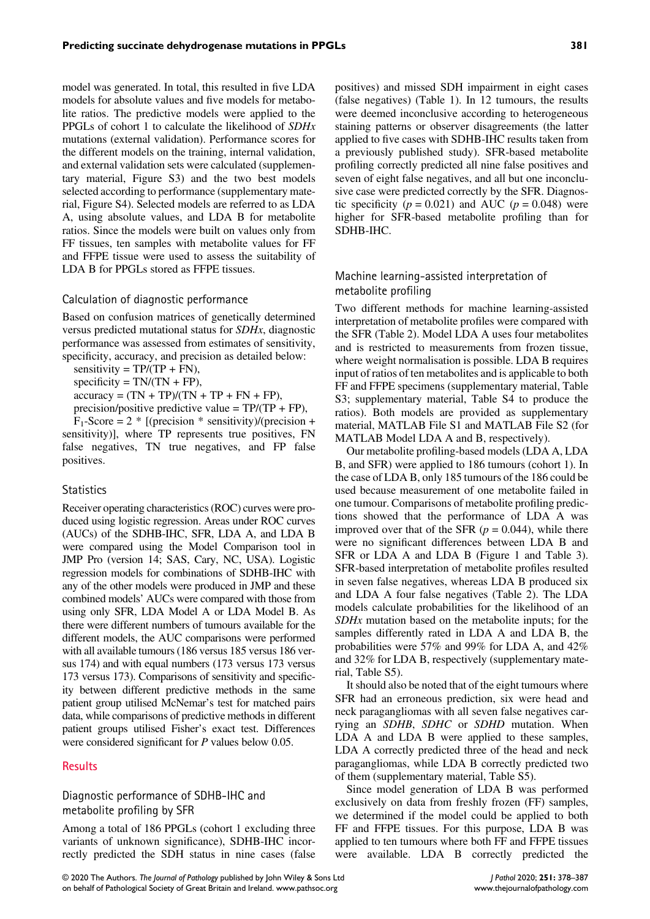model was generated. In total, this resulted in five LDA models for absolute values and five models for metabolite ratios. The predictive models were applied to the PPGLs of cohort 1 to calculate the likelihood of *SDHx* mutations (external validation). Performance scores for the different models on the training, internal validation, and external validation sets were calculated (supplementary material, Figure S3) and the two best models selected according to performance (supplementary material, Figure S4). Selected models are referred to as LDA A, using absolute values, and LDA B for metabolite ratios. Since the models were built on values only from FF tissues, ten samples with metabolite values for FF and FFPE tissue were used to assess the suitability of LDA B for PPGLs stored as FFPE tissues.

### Calculation of diagnostic performance

Based on confusion matrices of genetically determined versus predicted mutational status for *SDHx*, diagnostic performance was assessed from estimates of sensitivity, specificity, accuracy, and precision as detailed below:

sensitivity = TP/(TP + FN),

specificity = TN/(TN + FP),

accuracy = (TN + TP)/(TN + TP + FN + FP),

precision/positive predictive value = TP/(TP + FP),

$F_1$-Score = 2 * [(precision * sensitivity)/(precision + sensitivity)], where TP represents true positives, FN false negatives, TN true negatives, and FP false positives.

### Statistics

Receiver operating characteristics (ROC) curves were produced using logistic regression. Areas under ROC curves (AUCs) of the SDHB-IHC, SFR, LDA A, and LDA B were compared using the Model Comparison tool in JMP Pro (version 14; SAS, Cary, NC, USA). Logistic regression models for combinations of SDHB-IHC with any of the other models were produced in JMP and these combined models' AUCs were compared with those from using only SFR, LDA Model A or LDA Model B. As there were different numbers of tumours available for the different models, the AUC comparisons were performed with all available tumours (186 versus 185 versus 186 versus 174) and with equal numbers (173 versus 173 versus 173 versus 173). Comparisons of sensitivity and specificity between different predictive methods in the same patient group utilised McNemar's test for matched pairs data, while comparisons of predictive methods in different patient groups utilised Fisher's exact test. Differences were considered significant for *P* values below 0.05.

## Results

### Diagnostic performance of SDHB-IHC and metabolite profiling by SFR

Among a total of 186 PPGLs (cohort 1 excluding three variants of unknown significance), SDHB-IHC incorrectly predicted the SDH status in nine cases (false positives) and missed SDH impairment in eight cases (false negatives) (Table 1). In 12 tumours, the results were deemed inconclusive according to heterogeneous staining patterns or observer disagreements (the latter applied to five cases with SDHB-IHC results taken from a previously published study). SFR-based metabolite profiling correctly predicted all nine false positives and seven of eight false negatives, and all but one inconclusive case were predicted correctly by the SFR. Diagnostic specificity ($p = 0.021$) and AUC ($p = 0.048$) were higher for SFR-based metabolite profiling than for SDHB-IHC.

### Machine learning-assisted interpretation of metabolite profiling

Two different methods for machine learning-assisted interpretation of metabolite profiles were compared with the SFR (Table 2). Model LDA A uses four metabolites and is restricted to measurements from frozen tissue, where weight normalisation is possible. LDA B requires input of ratios of ten metabolites and is applicable to both FF and FFPE specimens (supplementary material, Table S3; supplementary material, Table S4 to produce the ratios). Both models are provided as supplementary material, MATLAB File S1 and MATLAB File S2 (for MATLAB Model LDA A and B, respectively).

Our metabolite profiling-based models (LDA A, LDA B, and SFR) were applied to 186 tumours (cohort 1). In the case of LDA B, only 185 tumours of the 186 could be used because measurement of one metabolite failed in one tumour. Comparisons of metabolite profiling predictions showed that the performance of LDA A was improved over that of the SFR ($p = 0.044$), while there were no significant differences between LDA B and SFR or LDA A and LDA B (Figure 1 and Table 3). SFR-based interpretation of metabolite profiles resulted in seven false negatives, whereas LDA B produced six and LDA A four false negatives (Table 2). The LDA models calculate probabilities for the likelihood of an *SDHx* mutation based on the metabolite inputs; for the samples differently rated in LDA A and LDA B, the probabilities were 57% and 99% for LDA A, and 42% and 32% for LDA B, respectively (supplementary material, Table S5).

It should also be noted that of the eight tumours where SFR had an erroneous prediction, six were head and neck paragangliomas with all seven false negatives carrying an *SDHB*, *SDHC* or *SDHD* mutation. When LDA A and LDA B were applied to these samples, LDA A correctly predicted three of the head and neck paragangliomas, while LDA B correctly predicted two of them (supplementary material, Table S5).

Since model generation of LDA B was performed exclusively on data from freshly frozen (FF) samples, we determined if the model could be applied to both FF and FFPE tissues. For this purpose, LDA B was applied to ten tumours where both FF and FFPE tissues were available. LDA B correctly predicted the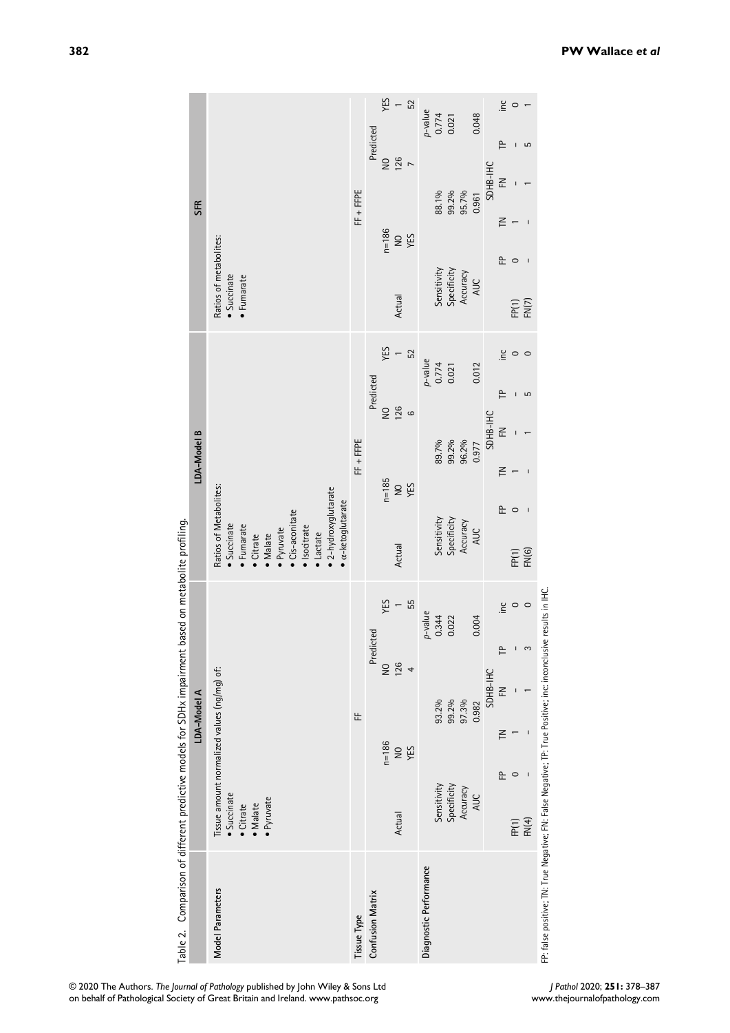Table 2. Comparison of different predictive models for SDHx impairment based on metabolite profiling.

| | LDA-Model A | LDA-Model B | SFR |
|---|---|---|---|
| **Model Parameters** | Tissue amount normalized values (ng/mg) of: • Succinate • Citrate • Malate • Pyruvate | Ratios of Metabolites: • Succinate • Fumarate • Citrate • Malate • Pyruvate • Cis-aconitate • Isocitrate • Lactate • 2-hydroxyglutarate • α-ketoglutarate | Ratios of metabolites: • Succinate • Fumarate |
| **Tissue Type** | FF | FF + FFPE | FF + FFPE |
| **Confusion Matrix** | n=186; Predicted NO / YES; Actual NO: 126 / 1; Actual YES: 4 / 55 | n=185; Predicted NO / YES; Actual NO: 126 / 1; Actual YES: 6 / 52 | n=186; Predicted NO / YES; Actual NO: 126 / 1; Actual YES: 7 / 52 |
| **Diagnostic Performance** | Sensitivity 93.2% (p-value 0.344); Specificity 99.2% (p-value 0.022); Accuracy 97.3%; AUC 0.982 (p-value 0.004) | Sensitivity 89.7% (p-value 0.774); Specificity 99.2% (p-value 0.021); Accuracy 96.2%; AUC 0.977 (p-value 0.012) | Sensitivity 88.1% (p-value 0.774); Specificity 99.2% (p-value 0.021); Accuracy 95.7%; AUC 0.961 (p-value 0.048) |
| **SDHB-IHC (FP / TN / FN / TP / inc)** | FP(1): 0 / 1 / – / – / 0; FN(4): – / – / 1 / 3 / 0 | FP(1): 0 / 1 / – / – / 0; FN(6): – / – / 1 / 5 / 0 | FP(1): 0 / 1 / – / – / 0; FN(7): – / – / 1 / 5 / 1 |

FP: false positive; TN: True Negative; FN: False Negative; TP: True Positive; inc: inconclusive results in IHC.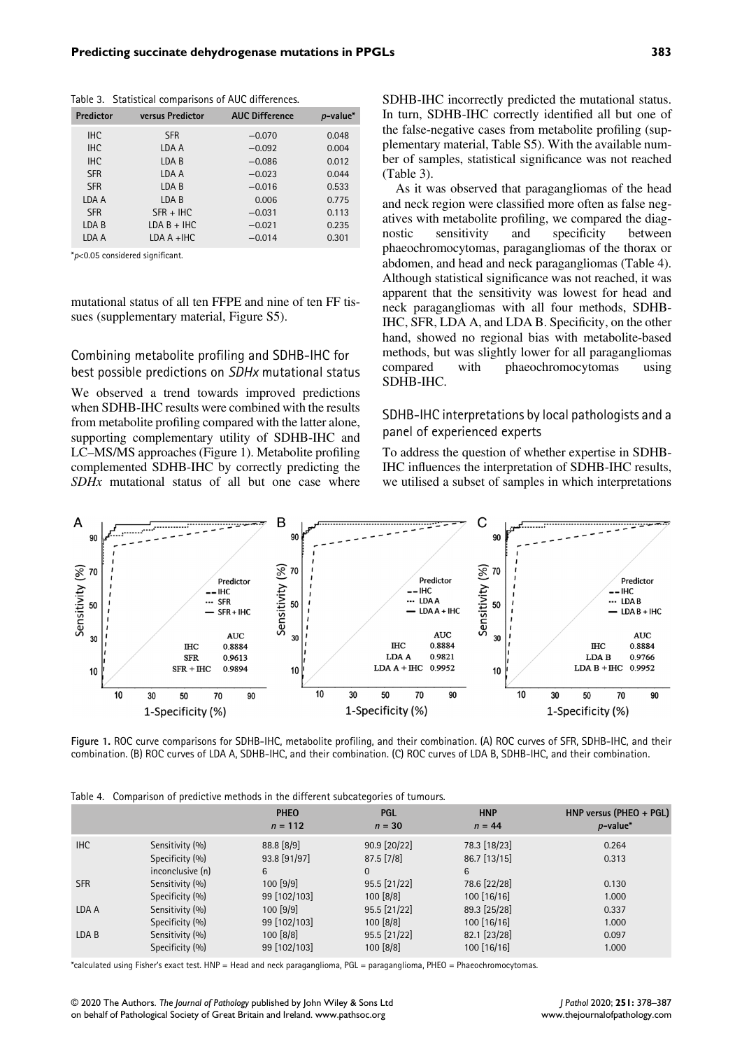Table 3. Statistical comparisons of AUC differences.

| Predictor | versus Predictor | AUC Difference | *p*-value* |
|---|---|---|---|
| IHC | SFR | −0.070 | 0.048 |
| IHC | LDA A | −0.092 | 0.004 |
| IHC | LDA B | −0.086 | 0.012 |
| SFR | LDA A | −0.023 | 0.044 |
| SFR | LDA B | −0.016 | 0.533 |
| LDA A | LDA B | 0.006 | 0.775 |
| SFR | SFR + IHC | −0.031 | 0.113 |
| LDA B | LDA B + IHC | −0.021 | 0.235 |
| LDA A | LDA A +IHC | −0.014 | 0.301 |

*$p<0.05$ considered significant.

mutational status of all ten FFPE and nine of ten FF tissues (supplementary material, Figure S5).

### Combining metabolite profiling and SDHB-IHC for best possible predictions on *SDHx* mutational status

We observed a trend towards improved predictions when SDHB-IHC results were combined with the results from metabolite profiling compared with the latter alone, supporting complementary utility of SDHB-IHC and LC–MS/MS approaches (Figure 1). Metabolite profiling complemented SDHB-IHC by correctly predicting the *SDHx* mutational status of all but one case where SDHB-IHC incorrectly predicted the mutational status. In turn, SDHB-IHC correctly identified all but one of the false-negative cases from metabolite profiling (supplementary material, Table S5). With the available number of samples, statistical significance was not reached (Table 3).

As it was observed that paragangliomas of the head and neck region were classified more often as false negatives with metabolite profiling, we compared the diagnostic sensitivity and specificity between phaeochromocytomas, paragangliomas of the thorax or abdomen, and head and neck paragangliomas (Table 4). Although statistical significance was not reached, it was apparent that the sensitivity was lowest for head and neck paragangliomas with all four methods, SDHB-IHC, SFR, LDA A, and LDA B. Specificity, on the other hand, showed no regional bias with metabolite-based methods, but was slightly lower for all paragangliomas compared with phaeochromocytomas using SDHB-IHC.

### SDHB-IHC interpretations by local pathologists and a panel of experienced experts

To address the question of whether expertise in SDHB-IHC influences the interpretation of SDHB-IHC results, we utilised a subset of samples in which interpretations

**Figure 1.** ROC curve comparisons for SDHB-IHC, metabolite profiling, and their combination. (A) ROC curves of SFR, SDHB-IHC, and their combination. (B) ROC curves of LDA A, SDHB-IHC, and their combination. (C) ROC curves of LDA B, SDHB-IHC, and their combination.

Table 4. Comparison of predictive methods in the different subcategories of tumours.

| | | PHEO $n = 112$ | PGL $n = 30$ | HNP $n = 44$ | HNP versus (PHEO + PGL) *p*-value* |
|---|---|---|---|---|---|
| IHC | Sensitivity (%) | 88.8 [8/9] | 90.9 [20/22] | 78.3 [18/23] | 0.264 |
| | Specificity (%) | 93.8 [91/97] | 87.5 [7/8] | 86.7 [13/15] | 0.313 |
| | inconclusive (n) | 6 | 0 | 6 | |
| SFR | Sensitivity (%) | 100 [9/9] | 95.5 [21/22] | 78.6 [22/28] | 0.130 |
| | Specificity (%) | 99 [102/103] | 100 [8/8] | 100 [16/16] | 1.000 |
| LDA A | Sensitivity (%) | 100 [9/9] | 95.5 [21/22] | 89.3 [25/28] | 0.337 |
| | Specificity (%) | 99 [102/103] | 100 [8/8] | 100 [16/16] | 1.000 |
| LDA B | Sensitivity (%) | 100 [8/8] | 95.5 [21/22] | 82.1 [23/28] | 0.097 |
| | Specificity (%) | 99 [102/103] | 100 [8/8] | 100 [16/16] | 1.000 |

*calculated using Fisher's exact test. HNP = Head and neck paraganglioma, PGL = paraganglioma, PHEO = Phaeochromocytomas.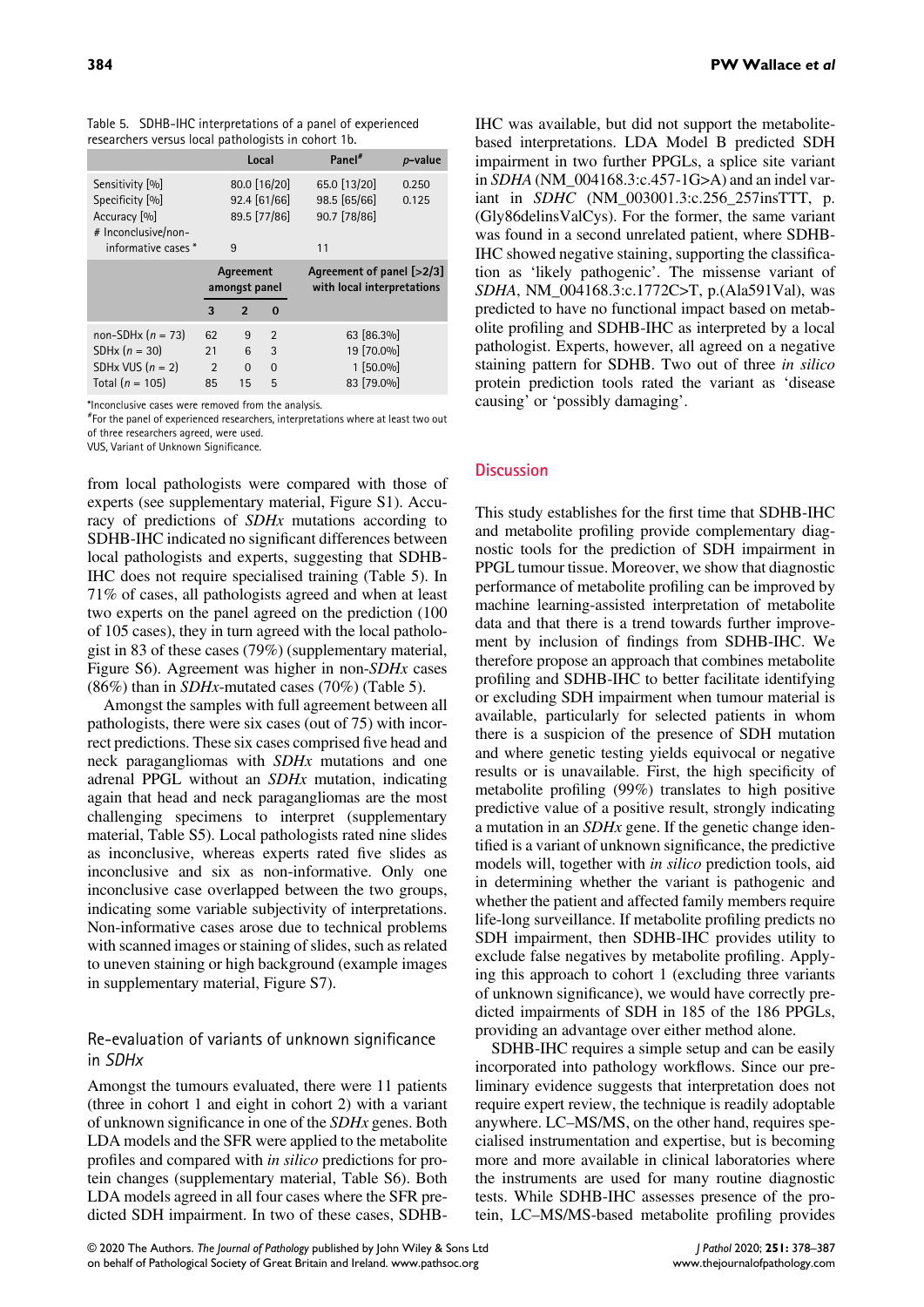Table 5. SDHB-IHC interpretations of a panel of experienced researchers versus local pathologists in cohort 1b.

| | Local | | | Panel# | p-value |
|---|---|---|---|---|---|
| Sensitivity [%] | 80.0 [16/20] | | | 65.0 [13/20] | 0.250 |
| Specificity [%] | 92.4 [61/66] | | | 98.5 [65/66] | 0.125 |
| Accuracy [%] | 89.5 [77/86] | | | 90.7 [78/86] | |
| # Inconclusive/non-informative cases * | 9 | | | 11 | |
| | Agreement amongst panel | | | Agreement of panel [>2/3] with local interpretations | |
| | 3 | 2 | 0 | | |
| non-SDHx (n = 73) | 62 | 9 | 2 | 63 [86.3%] | |
| SDHx (n = 30) | 21 | 6 | 3 | 19 [70.0%] | |
| SDHx VUS (n = 2) | 2 | 0 | 0 | 1 [50.0%] | |
| Total (n = 105) | 85 | 15 | 5 | 83 [79.0%] | |

*Inconclusive cases were removed from the analysis.
#For the panel of experienced researchers, interpretations where at least two out of three researchers agreed, were used.
VUS, Variant of Unknown Significance.

from local pathologists were compared with those of experts (see supplementary material, Figure S1). Accuracy of predictions of *SDHx* mutations according to SDHB-IHC indicated no significant differences between local pathologists and experts, suggesting that SDHB-IHC does not require specialised training (Table 5). In 71% of cases, all pathologists agreed and when at least two experts on the panel agreed on the prediction (100 of 105 cases), they in turn agreed with the local pathologist in 83 of these cases (79%) (supplementary material, Figure S6). Agreement was higher in non-*SDHx* cases (86%) than in *SDHx*-mutated cases (70%) (Table 5).

Amongst the samples with full agreement between all pathologists, there were six cases (out of 75) with incorrect predictions. These six cases comprised five head and neck paragangliomas with *SDHx* mutations and one adrenal PPGL without an *SDHx* mutation, indicating again that head and neck paragangliomas are the most challenging specimens to interpret (supplementary material, Table S5). Local pathologists rated nine slides as inconclusive, whereas experts rated five slides as inconclusive and six as non-informative. Only one inconclusive case overlapped between the two groups, indicating some variable subjectivity of interpretations. Non-informative cases arose due to technical problems with scanned images or staining of slides, such as related to uneven staining or high background (example images in supplementary material, Figure S7).

### Re-evaluation of variants of unknown significance in *SDHx*

Amongst the tumours evaluated, there were 11 patients (three in cohort 1 and eight in cohort 2) with a variant of unknown significance in one of the *SDHx* genes. Both LDA models and the SFR were applied to the metabolite profiles and compared with *in silico* predictions for protein changes (supplementary material, Table S6). Both LDA models agreed in all four cases where the SFR predicted SDH impairment. In two of these cases, SDHB-IHC was available, but did not support the metabolite-based interpretations. LDA Model B predicted SDH impairment in two further PPGLs, a splice site variant in *SDHA* (NM_004168.3:c.457-1G>A) and an indel variant in *SDHC* (NM_003001.3:c.256_257insTTT, p.(Gly86delinsValCys). For the former, the same variant was found in a second unrelated patient, where SDHB-IHC showed negative staining, supporting the classification as 'likely pathogenic'. The missense variant of *SDHA*, NM_004168.3:c.1772C>T, p.(Ala591Val), was predicted to have no functional impact based on metabolite profiling and SDHB-IHC as interpreted by a local pathologist. Experts, however, all agreed on a negative staining pattern for SDHB. Two out of three *in silico* protein prediction tools rated the variant as 'disease causing' or 'possibly damaging'.

## Discussion

This study establishes for the first time that SDHB-IHC and metabolite profiling provide complementary diagnostic tools for the prediction of SDH impairment in PPGL tumour tissue. Moreover, we show that diagnostic performance of metabolite profiling can be improved by machine learning-assisted interpretation of metabolite data and that there is a trend towards further improvement by inclusion of findings from SDHB-IHC. We therefore propose an approach that combines metabolite profiling and SDHB-IHC to better facilitate identifying or excluding SDH impairment when tumour material is available, particularly for selected patients in whom there is a suspicion of the presence of SDH mutation and where genetic testing yields equivocal or negative results or is unavailable. First, the high specificity of metabolite profiling (99%) translates to high positive predictive value of a positive result, strongly indicating a mutation in an *SDHx* gene. If the genetic change identified is a variant of unknown significance, the predictive models will, together with *in silico* prediction tools, aid in determining whether the variant is pathogenic and whether the patient and affected family members require life-long surveillance. If metabolite profiling predicts no SDH impairment, then SDHB-IHC provides utility to exclude false negatives by metabolite profiling. Applying this approach to cohort 1 (excluding three variants of unknown significance), we would have correctly predicted impairments of SDH in 185 of the 186 PPGLs, providing an advantage over either method alone.

SDHB-IHC requires a simple setup and can be easily incorporated into pathology workflows. Since our preliminary evidence suggests that interpretation does not require expert review, the technique is readily adoptable anywhere. LC–MS/MS, on the other hand, requires specialised instrumentation and expertise, but is becoming more and more available in clinical laboratories where the instruments are used for many routine diagnostic tests. While SDHB-IHC assesses presence of the protein, LC–MS/MS-based metabolite profiling provides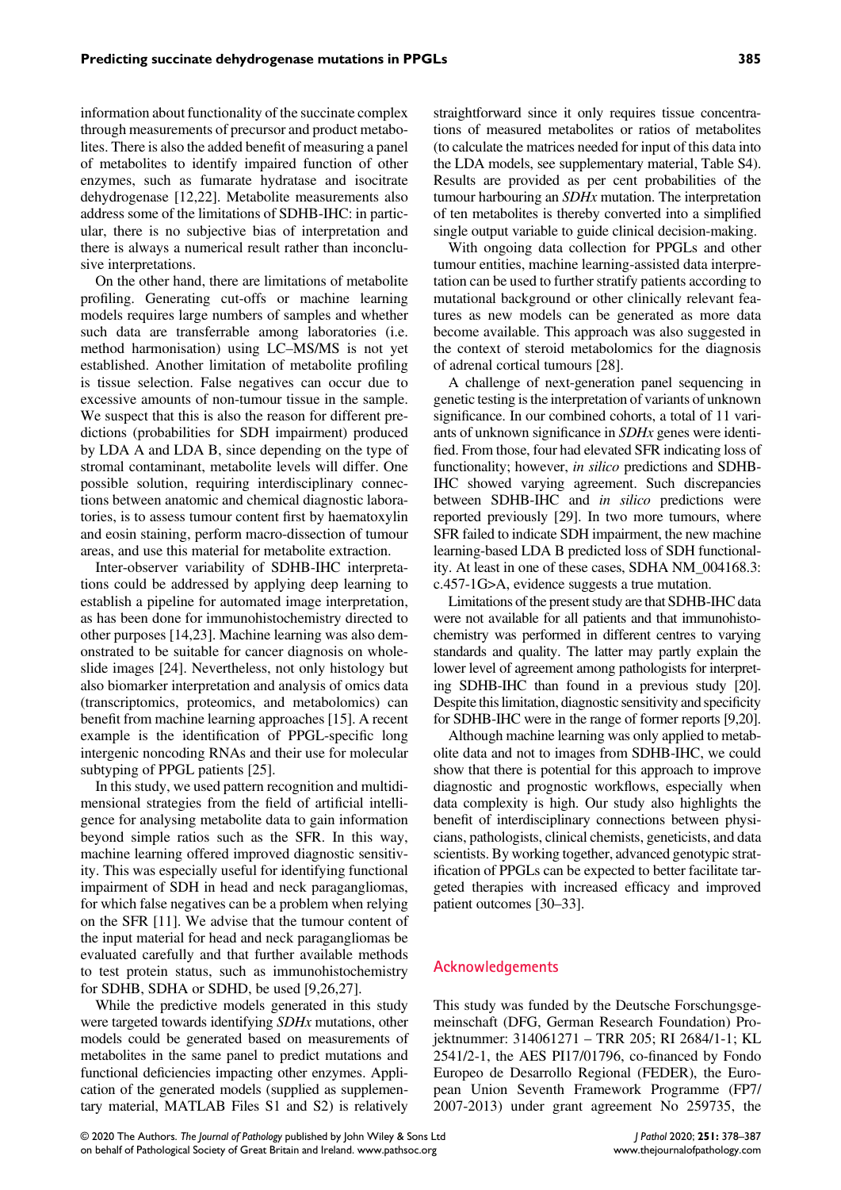information about functionality of the succinate complex through measurements of precursor and product metabolites. There is also the added benefit of measuring a panel of metabolites to identify impaired function of other enzymes, such as fumarate hydratase and isocitrate dehydrogenase [12,22]. Metabolite measurements also address some of the limitations of SDHB-IHC: in particular, there is no subjective bias of interpretation and there is always a numerical result rather than inconclusive interpretations.

On the other hand, there are limitations of metabolite profiling. Generating cut-offs or machine learning models requires large numbers of samples and whether such data are transferrable among laboratories (i.e. method harmonisation) using LC–MS/MS is not yet established. Another limitation of metabolite profiling is tissue selection. False negatives can occur due to excessive amounts of non-tumour tissue in the sample. We suspect that this is also the reason for different predictions (probabilities for SDH impairment) produced by LDA A and LDA B, since depending on the type of stromal contaminant, metabolite levels will differ. One possible solution, requiring interdisciplinary connections between anatomic and chemical diagnostic laboratories, is to assess tumour content first by haematoxylin and eosin staining, perform macro-dissection of tumour areas, and use this material for metabolite extraction.

Inter-observer variability of SDHB-IHC interpretations could be addressed by applying deep learning to establish a pipeline for automated image interpretation, as has been done for immunohistochemistry directed to other purposes [14,23]. Machine learning was also demonstrated to be suitable for cancer diagnosis on whole-slide images [24]. Nevertheless, not only histology but also biomarker interpretation and analysis of omics data (transcriptomics, proteomics, and metabolomics) can benefit from machine learning approaches [15]. A recent example is the identification of PPGL-specific long intergenic noncoding RNAs and their use for molecular subtyping of PPGL patients [25].

In this study, we used pattern recognition and multidimensional strategies from the field of artificial intelligence for analysing metabolite data to gain information beyond simple ratios such as the SFR. In this way, machine learning offered improved diagnostic sensitivity. This was especially useful for identifying functional impairment of SDH in head and neck paragangliomas, for which false negatives can be a problem when relying on the SFR [11]. We advise that the tumour content of the input material for head and neck paragangliomas be evaluated carefully and that further available methods to test protein status, such as immunohistochemistry for SDHB, SDHA or SDHD, be used [9,26,27].

While the predictive models generated in this study were targeted towards identifying *SDHx* mutations, other models could be generated based on measurements of metabolites in the same panel to predict mutations and functional deficiencies impacting other enzymes. Application of the generated models (supplied as supplementary material, MATLAB Files S1 and S2) is relatively straightforward since it only requires tissue concentrations of measured metabolites or ratios of metabolites (to calculate the matrices needed for input of this data into the LDA models, see supplementary material, Table S4). Results are provided as per cent probabilities of the tumour harbouring an *SDHx* mutation. The interpretation of ten metabolites is thereby converted into a simplified single output variable to guide clinical decision-making.

With ongoing data collection for PPGLs and other tumour entities, machine learning-assisted data interpretation can be used to further stratify patients according to mutational background or other clinically relevant features as new models can be generated as more data become available. This approach was also suggested in the context of steroid metabolomics for the diagnosis of adrenal cortical tumours [28].

A challenge of next-generation panel sequencing in genetic testing is the interpretation of variants of unknown significance. In our combined cohorts, a total of 11 variants of unknown significance in *SDHx* genes were identified. From those, four had elevated SFR indicating loss of functionality; however, *in silico* predictions and SDHB-IHC showed varying agreement. Such discrepancies between SDHB-IHC and *in silico* predictions were reported previously [29]. In two more tumours, where SFR failed to indicate SDH impairment, the new machine learning-based LDA B predicted loss of SDH functionality. At least in one of these cases, SDHA NM_004168.3: c.457-1G>A, evidence suggests a true mutation.

Limitations of the present study are that SDHB-IHC data were not available for all patients and that immunohistochemistry was performed in different centres to varying standards and quality. The latter may partly explain the lower level of agreement among pathologists for interpreting SDHB-IHC than found in a previous study [20]. Despite this limitation, diagnostic sensitivity and specificity for SDHB-IHC were in the range of former reports [9,20].

Although machine learning was only applied to metabolite data and not to images from SDHB-IHC, we could show that there is potential for this approach to improve diagnostic and prognostic workflows, especially when data complexity is high. Our study also highlights the benefit of interdisciplinary connections between physicians, pathologists, clinical chemists, geneticists, and data scientists. By working together, advanced genotypic stratification of PPGLs can be expected to better facilitate targeted therapies with increased efficacy and improved patient outcomes [30–33].

## Acknowledgements

This study was funded by the Deutsche Forschungsgemeinschaft (DFG, German Research Foundation) Projektnummer: 314061271 – TRR 205; RI 2684/1-1; KL 2541/2-1, the AES PI17/01796, co-financed by Fondo Europeo de Desarrollo Regional (FEDER), the European Union Seventh Framework Programme (FP7/2007-2013) under grant agreement No 259735, the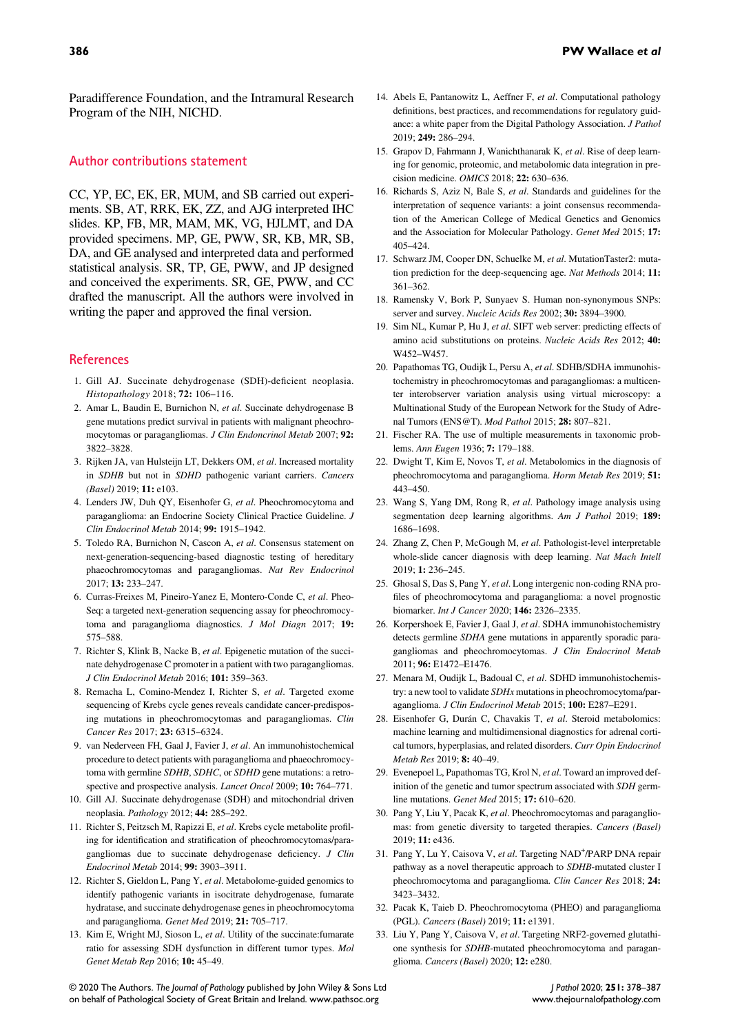Paradifference Foundation, and the Intramural Research Program of the NIH, NICHD.

## Author contributions statement

CC, YP, EC, EK, ER, MUM, and SB carried out experiments. SB, AT, RRK, EK, ZZ, and AJG interpreted IHC slides. KP, FB, MR, MAM, MK, VG, HJLMT, and DA provided specimens. MP, GE, PWW, SR, KB, MR, SB, DA, and GE analysed and interpreted data and performed statistical analysis. SR, TP, GE, PWW, and JP designed and conceived the experiments. SR, GE, PWW, and CC drafted the manuscript. All the authors were involved in writing the paper and approved the final version.

## References

1. Gill AJ. Succinate dehydrogenase (SDH)-deficient neoplasia. *Histopathology* 2018; **72:** 106–116.
2. Amar L, Baudin E, Burnichon N, *et al*. Succinate dehydrogenase B gene mutations predict survival in patients with malignant pheochromocytomas or paragangliomas. *J Clin Endoncrinol Metab* 2007; **92:** 3822–3828.
3. Rijken JA, van Hulsteijn LT, Dekkers OM, *et al*. Increased mortality in *SDHB* but not in *SDHD* pathogenic variant carriers. *Cancers (Basel)* 2019; **11:** e103.
4. Lenders JW, Duh QY, Eisenhofer G, *et al*. Pheochromocytoma and paraganglioma: an Endocrine Society Clinical Practice Guideline. *J Clin Endocrinol Metab* 2014; **99:** 1915–1942.
5. Toledo RA, Burnichon N, Cascon A, *et al*. Consensus statement on next-generation-sequencing-based diagnostic testing of hereditary phaeochromocytomas and paragangliomas. *Nat Rev Endocrinol* 2017; **13:** 233–247.
6. Curras-Freixes M, Pineiro-Yanez E, Montero-Conde C, *et al*. Pheo-Seq: a targeted next-generation sequencing assay for pheochromocytoma and paraganglioma diagnostics. *J Mol Diagn* 2017; **19:** 575–588.
7. Richter S, Klink B, Nacke B, *et al*. Epigenetic mutation of the succinate dehydrogenase C promoter in a patient with two paragangliomas. *J Clin Endocrinol Metab* 2016; **101:** 359–363.
8. Remacha L, Comino-Mendez I, Richter S, *et al*. Targeted exome sequencing of Krebs cycle genes reveals candidate cancer-predisposing mutations in pheochromocytomas and paragangliomas. *Clin Cancer Res* 2017; **23:** 6315–6324.
9. van Nederveen FH, Gaal J, Favier J, *et al*. An immunohistochemical procedure to detect patients with paraganglioma and phaeochromocytoma with germline *SDHB*, *SDHC*, or *SDHD* gene mutations: a retrospective and prospective analysis. *Lancet Oncol* 2009; **10:** 764–771.
10. Gill AJ. Succinate dehydrogenase (SDH) and mitochondrial driven neoplasia. *Pathology* 2012; **44:** 285–292.
11. Richter S, Peitzsch M, Rapizzi E, *et al*. Krebs cycle metabolite profiling for identification and stratification of pheochromocytomas/paragangliomas due to succinate dehydrogenase deficiency. *J Clin Endocrinol Metab* 2014; **99:** 3903–3911.
12. Richter S, Gieldon L, Pang Y, *et al*. Metabolome-guided genomics to identify pathogenic variants in isocitrate dehydrogenase, fumarate hydratase, and succinate dehydrogenase genes in pheochromocytoma and paraganglioma. *Genet Med* 2019; **21:** 705–717.
13. Kim E, Wright MJ, Sioson L, *et al*. Utility of the succinate:fumarate ratio for assessing SDH dysfunction in different tumor types. *Mol Genet Metab Rep* 2016; **10:** 45–49.
14. Abels E, Pantanowitz L, Aeffner F, *et al*. Computational pathology definitions, best practices, and recommendations for regulatory guidance: a white paper from the Digital Pathology Association. *J Pathol* 2019; **249:** 286–294.
15. Grapov D, Fahrmann J, Wanichthanarak K, *et al*. Rise of deep learning for genomic, proteomic, and metabolomic data integration in precision medicine. *OMICS* 2018; **22:** 630–636.
16. Richards S, Aziz N, Bale S, *et al*. Standards and guidelines for the interpretation of sequence variants: a joint consensus recommendation of the American College of Medical Genetics and Genomics and the Association for Molecular Pathology. *Genet Med* 2015; **17:** 405–424.
17. Schwarz JM, Cooper DN, Schuelke M, *et al*. MutationTaster2: mutation prediction for the deep-sequencing age. *Nat Methods* 2014; **11:** 361–362.
18. Ramensky V, Bork P, Sunyaev S. Human non-synonymous SNPs: server and survey. *Nucleic Acids Res* 2002; **30:** 3894–3900.
19. Sim NL, Kumar P, Hu J, *et al*. SIFT web server: predicting effects of amino acid substitutions on proteins. *Nucleic Acids Res* 2012; **40:** W452–W457.
20. Papathomas TG, Oudijk L, Persu A, *et al*. SDHB/SDHA immunohistochemistry in pheochromocytomas and paragangliomas: a multicenter interobserver variation analysis using virtual microscopy: a Multinational Study of the European Network for the Study of Adrenal Tumors (ENS@T). *Mod Pathol* 2015; **28:** 807–821.
21. Fischer RA. The use of multiple measurements in taxonomic problems. *Ann Eugen* 1936; **7:** 179–188.
22. Dwight T, Kim E, Novos T, *et al*. Metabolomics in the diagnosis of pheochromocytoma and paraganglioma. *Horm Metab Res* 2019; **51:** 443–450.
23. Wang S, Yang DM, Rong R, *et al*. Pathology image analysis using segmentation deep learning algorithms. *Am J Pathol* 2019; **189:** 1686–1698.
24. Zhang Z, Chen P, McGough M, *et al*. Pathologist-level interpretable whole-slide cancer diagnosis with deep learning. *Nat Mach Intell* 2019; **1:** 236–245.
25. Ghosal S, Das S, Pang Y, *et al*. Long intergenic non-coding RNA profiles of pheochromocytoma and paraganglioma: a novel prognostic biomarker. *Int J Cancer* 2020; **146:** 2326–2335.
26. Korpershoek E, Favier J, Gaal J, *et al*. SDHA immunohistochemistry detects germline *SDHA* gene mutations in apparently sporadic paragangliomas and pheochromocytomas. *J Clin Endocrinol Metab* 2011; **96:** E1472–E1476.
27. Menara M, Oudijk L, Badoual C, *et al*. SDHD immunohistochemistry: a new tool to validate *SDHx* mutations in pheochromocytoma/paraganglioma. *J Clin Endocrinol Metab* 2015; **100:** E287–E291.
28. Eisenhofer G, Durán C, Chavakis T, *et al*. Steroid metabolomics: machine learning and multidimensional diagnostics for adrenal cortical tumors, hyperplasias, and related disorders. *Curr Opin Endocrinol Metab Res* 2019; **8:** 40–49.
29. Evenepoel L, Papathomas TG, Krol N, *et al*. Toward an improved definition of the genetic and tumor spectrum associated with *SDH* germline mutations. *Genet Med* 2015; **17:** 610–620.
30. Pang Y, Liu Y, Pacak K, *et al*. Pheochromocytomas and paragangliomas: from genetic diversity to targeted therapies. *Cancers (Basel)* 2019; **11:** e436.
31. Pang Y, Lu Y, Caisova V, *et al*. Targeting NAD$^+$/PARP DNA repair pathway as a novel therapeutic approach to *SDHB*-mutated cluster I pheochromocytoma and paraganglioma. *Clin Cancer Res* 2018; **24:** 3423–3432.
32. Pacak K, Taieb D. Pheochromocytoma (PHEO) and paraganglioma (PGL). *Cancers (Basel)* 2019; **11:** e1391.
33. Liu Y, Pang Y, Caisova V, *et al*. Targeting NRF2-governed glutathione synthesis for *SDHB*-mutated pheochromocytoma and paraganglioma. *Cancers (Basel)* 2020; **12:** e280.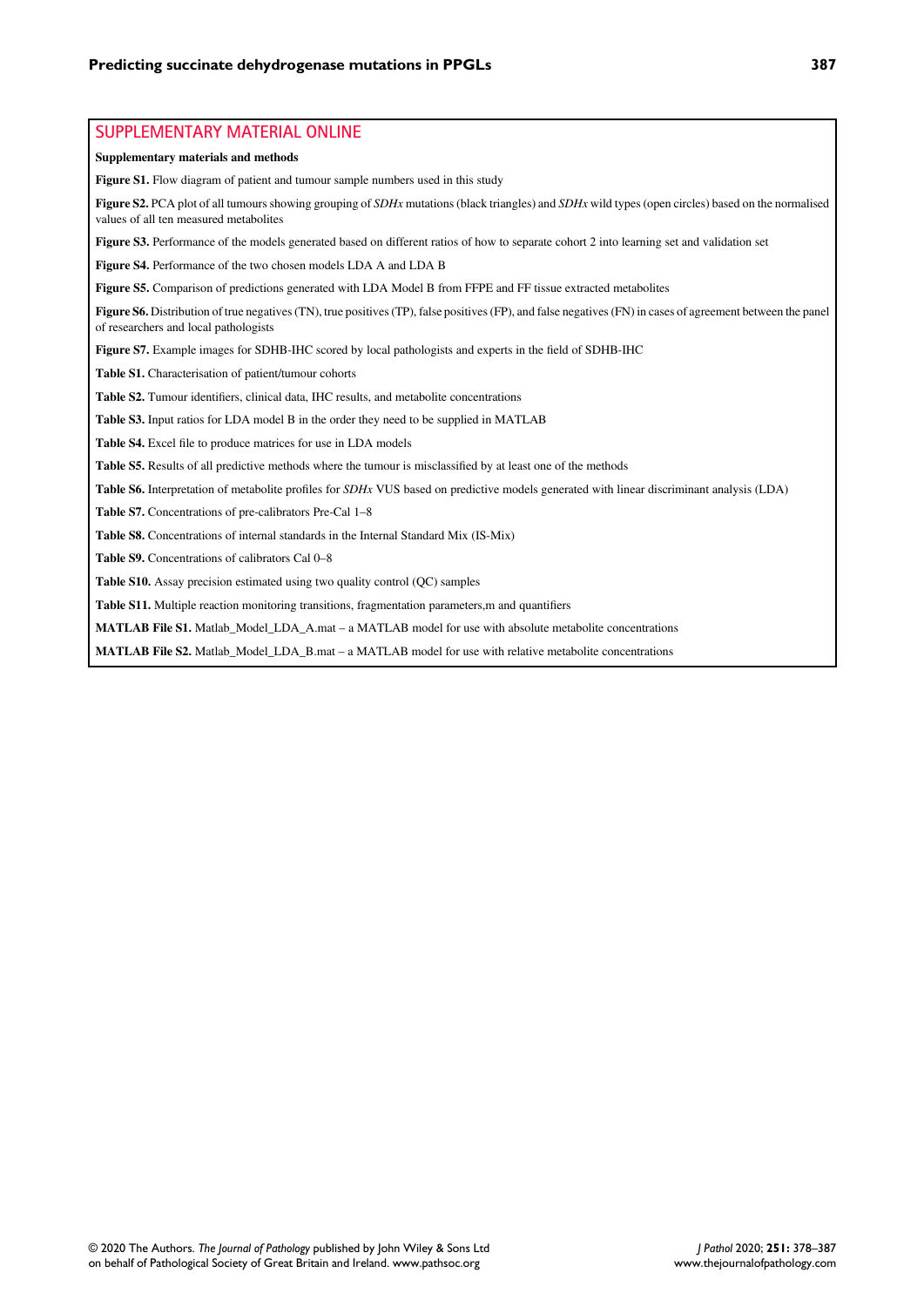## SUPPLEMENTARY MATERIAL ONLINE

**Supplementary materials and methods**

**Figure S1.** Flow diagram of patient and tumour sample numbers used in this study

**Figure S2.** PCA plot of all tumours showing grouping of *SDHx* mutations (black triangles) and *SDHx* wild types (open circles) based on the normalised values of all ten measured metabolites

**Figure S3.** Performance of the models generated based on different ratios of how to separate cohort 2 into learning set and validation set

**Figure S4.** Performance of the two chosen models LDA A and LDA B

**Figure S5.** Comparison of predictions generated with LDA Model B from FFPE and FF tissue extracted metabolites

**Figure S6.** Distribution of true negatives (TN), true positives (TP), false positives (FP), and false negatives (FN) in cases of agreement between the panel of researchers and local pathologists

**Figure S7.** Example images for SDHB-IHC scored by local pathologists and experts in the field of SDHB-IHC

**Table S1.** Characterisation of patient/tumour cohorts

**Table S2.** Tumour identifiers, clinical data, IHC results, and metabolite concentrations

**Table S3.** Input ratios for LDA model B in the order they need to be supplied in MATLAB

**Table S4.** Excel file to produce matrices for use in LDA models

**Table S5.** Results of all predictive methods where the tumour is misclassified by at least one of the methods

**Table S6.** Interpretation of metabolite profiles for *SDHx* VUS based on predictive models generated with linear discriminant analysis (LDA)

**Table S7.** Concentrations of pre-calibrators Pre-Cal 1–8

**Table S8.** Concentrations of internal standards in the Internal Standard Mix (IS-Mix)

**Table S9.** Concentrations of calibrators Cal 0–8

**Table S10.** Assay precision estimated using two quality control (QC) samples

**Table S11.** Multiple reaction monitoring transitions, fragmentation parameters,m and quantifiers

**MATLAB File S1.** Matlab_Model_LDA_A.mat – a MATLAB model for use with absolute metabolite concentrations

**MATLAB File S2.** Matlab_Model_LDA_B.mat – a MATLAB model for use with relative metabolite concentrations